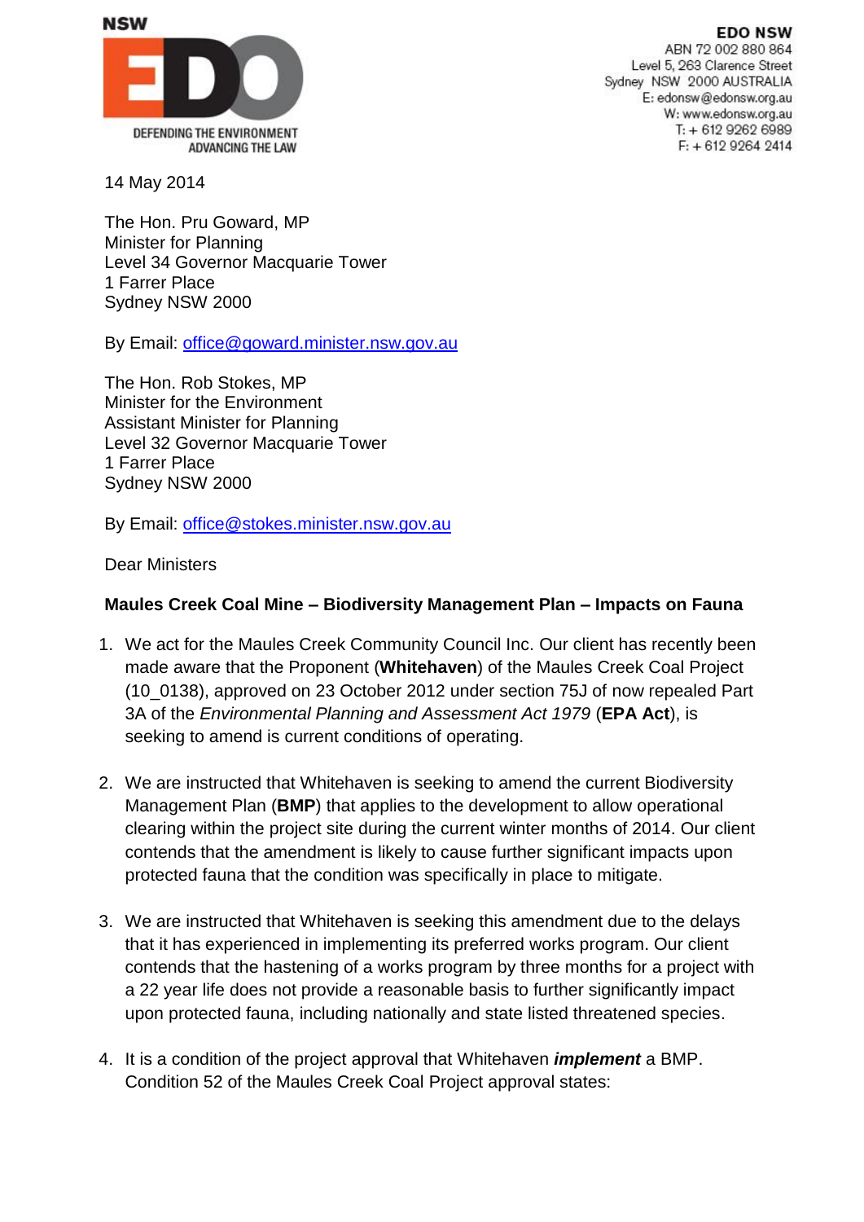NSW EDO

DEFENDING THE ENVIRONMENT
ADVANCING THE LAW

**EDO NSW**
ABN 72 002 880 864
Level 5, 263 Clarence Street
Sydney NSW 2000 AUSTRALIA
E: edonsw@edonsw.org.au
W: www.edonsw.org.au
T: + 612 9262 6989
F: + 612 9264 2414

14 May 2014

The Hon. Pru Goward, MP
Minister for Planning
Level 34 Governor Macquarie Tower
1 Farrer Place
Sydney NSW 2000

By Email: office@goward.minister.nsw.gov.au

The Hon. Rob Stokes, MP
Minister for the Environment
Assistant Minister for Planning
Level 32 Governor Macquarie Tower
1 Farrer Place
Sydney NSW 2000

By Email: office@stokes.minister.nsw.gov.au

Dear Ministers

**Maules Creek Coal Mine – Biodiversity Management Plan – Impacts on Fauna**

1. We act for the Maules Creek Community Council Inc. Our client has recently been made aware that the Proponent (**Whitehaven**) of the Maules Creek Coal Project (10_0138), approved on 23 October 2012 under section 75J of now repealed Part 3A of the *Environmental Planning and Assessment Act 1979* (**EPA Act**), is seeking to amend is current conditions of operating.

2. We are instructed that Whitehaven is seeking to amend the current Biodiversity Management Plan (**BMP**) that applies to the development to allow operational clearing within the project site during the current winter months of 2014. Our client contends that the amendment is likely to cause further significant impacts upon protected fauna that the condition was specifically in place to mitigate.

3. We are instructed that Whitehaven is seeking this amendment due to the delays that it has experienced in implementing its preferred works program. Our client contends that the hastening of a works program by three months for a project with a 22 year life does not provide a reasonable basis to further significantly impact upon protected fauna, including nationally and state listed threatened species.

4. It is a condition of the project approval that Whitehaven ***implement*** a BMP. Condition 52 of the Maules Creek Coal Project approval states: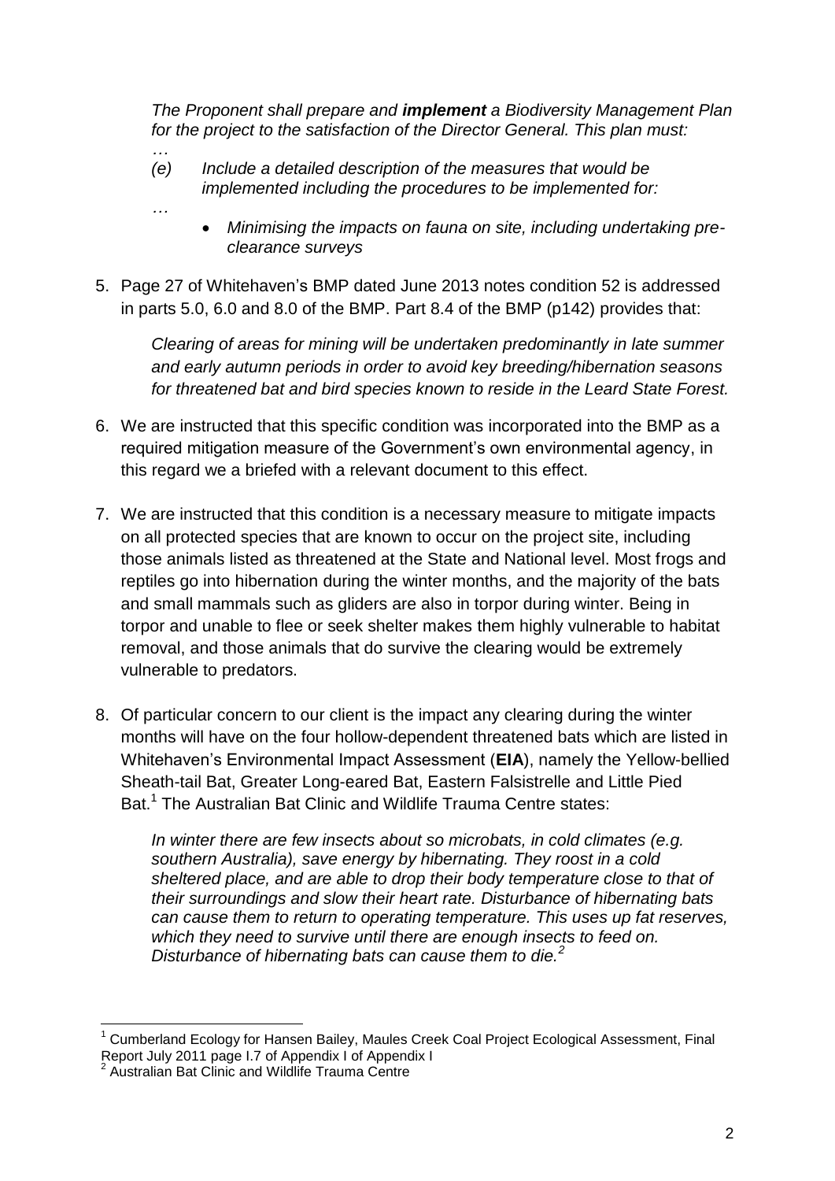*The Proponent shall prepare and **implement** a Biodiversity Management Plan for the project to the satisfaction of the Director General. This plan must:*

*…*

*(e) Include a detailed description of the measures that would be implemented including the procedures to be implemented for:*

*…*

- *Minimising the impacts on fauna on site, including undertaking pre-clearance surveys*

5. Page 27 of Whitehaven's BMP dated June 2013 notes condition 52 is addressed in parts 5.0, 6.0 and 8.0 of the BMP. Part 8.4 of the BMP (p142) provides that:

   *Clearing of areas for mining will be undertaken predominantly in late summer and early autumn periods in order to avoid key breeding/hibernation seasons for threatened bat and bird species known to reside in the Leard State Forest.*

6. We are instructed that this specific condition was incorporated into the BMP as a required mitigation measure of the Government's own environmental agency, in this regard we a briefed with a relevant document to this effect.

7. We are instructed that this condition is a necessary measure to mitigate impacts on all protected species that are known to occur on the project site, including those animals listed as threatened at the State and National level. Most frogs and reptiles go into hibernation during the winter months, and the majority of the bats and small mammals such as gliders are also in torpor during winter. Being in torpor and unable to flee or seek shelter makes them highly vulnerable to habitat removal, and those animals that do survive the clearing would be extremely vulnerable to predators.

8. Of particular concern to our client is the impact any clearing during the winter months will have on the four hollow-dependent threatened bats which are listed in Whitehaven's Environmental Impact Assessment (**EIA**), namely the Yellow-bellied Sheath-tail Bat, Greater Long-eared Bat, Eastern Falsistrelle and Little Pied Bat.[1] The Australian Bat Clinic and Wildlife Trauma Centre states:

   *In winter there are few insects about so microbats, in cold climates (e.g. southern Australia), save energy by hibernating. They roost in a cold sheltered place, and are able to drop their body temperature close to that of their surroundings and slow their heart rate. Disturbance of hibernating bats can cause them to return to operating temperature. This uses up fat reserves, which they need to survive until there are enough insects to feed on. Disturbance of hibernating bats can cause them to die.*[2]

---

[1] Cumberland Ecology for Hansen Bailey, Maules Creek Coal Project Ecological Assessment, Final Report July 2011 page I.7 of Appendix I of Appendix I

[2] Australian Bat Clinic and Wildlife Trauma Centre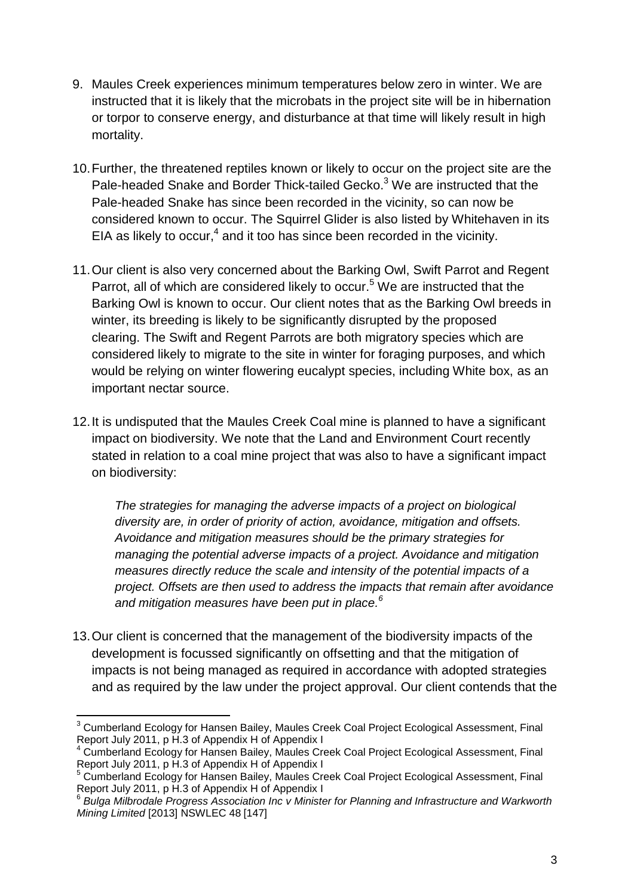9. Maules Creek experiences minimum temperatures below zero in winter. We are instructed that it is likely that the microbats in the project site will be in hibernation or torpor to conserve energy, and disturbance at that time will likely result in high mortality.

10. Further, the threatened reptiles known or likely to occur on the project site are the Pale-headed Snake and Border Thick-tailed Gecko.[3] We are instructed that the Pale-headed Snake has since been recorded in the vicinity, so can now be considered known to occur. The Squirrel Glider is also listed by Whitehaven in its EIA as likely to occur,[4] and it too has since been recorded in the vicinity.

11. Our client is also very concerned about the Barking Owl, Swift Parrot and Regent Parrot, all of which are considered likely to occur.[5] We are instructed that the Barking Owl is known to occur. Our client notes that as the Barking Owl breeds in winter, its breeding is likely to be significantly disrupted by the proposed clearing. The Swift and Regent Parrots are both migratory species which are considered likely to migrate to the site in winter for foraging purposes, and which would be relying on winter flowering eucalypt species, including White box, as an important nectar source.

12. It is undisputed that the Maules Creek Coal mine is planned to have a significant impact on biodiversity. We note that the Land and Environment Court recently stated in relation to a coal mine project that was also to have a significant impact on biodiversity:

    *The strategies for managing the adverse impacts of a project on biological diversity are, in order of priority of action, avoidance, mitigation and offsets. Avoidance and mitigation measures should be the primary strategies for managing the potential adverse impacts of a project. Avoidance and mitigation measures directly reduce the scale and intensity of the potential impacts of a project. Offsets are then used to address the impacts that remain after avoidance and mitigation measures have been put in place.*[6]

13. Our client is concerned that the management of the biodiversity impacts of the development is focussed significantly on offsetting and that the mitigation of impacts is not being managed as required in accordance with adopted strategies and as required by the law under the project approval. Our client contends that the

---

[3] Cumberland Ecology for Hansen Bailey, Maules Creek Coal Project Ecological Assessment, Final Report July 2011, p H.3 of Appendix H of Appendix I

[4] Cumberland Ecology for Hansen Bailey, Maules Creek Coal Project Ecological Assessment, Final Report July 2011, p H.3 of Appendix H of Appendix I

[5] Cumberland Ecology for Hansen Bailey, Maules Creek Coal Project Ecological Assessment, Final Report July 2011, p H.3 of Appendix H of Appendix I

[6] *Bulga Milbrodale Progress Association Inc v Minister for Planning and Infrastructure and Warkworth Mining Limited* [2013] NSWLEC 48 [147]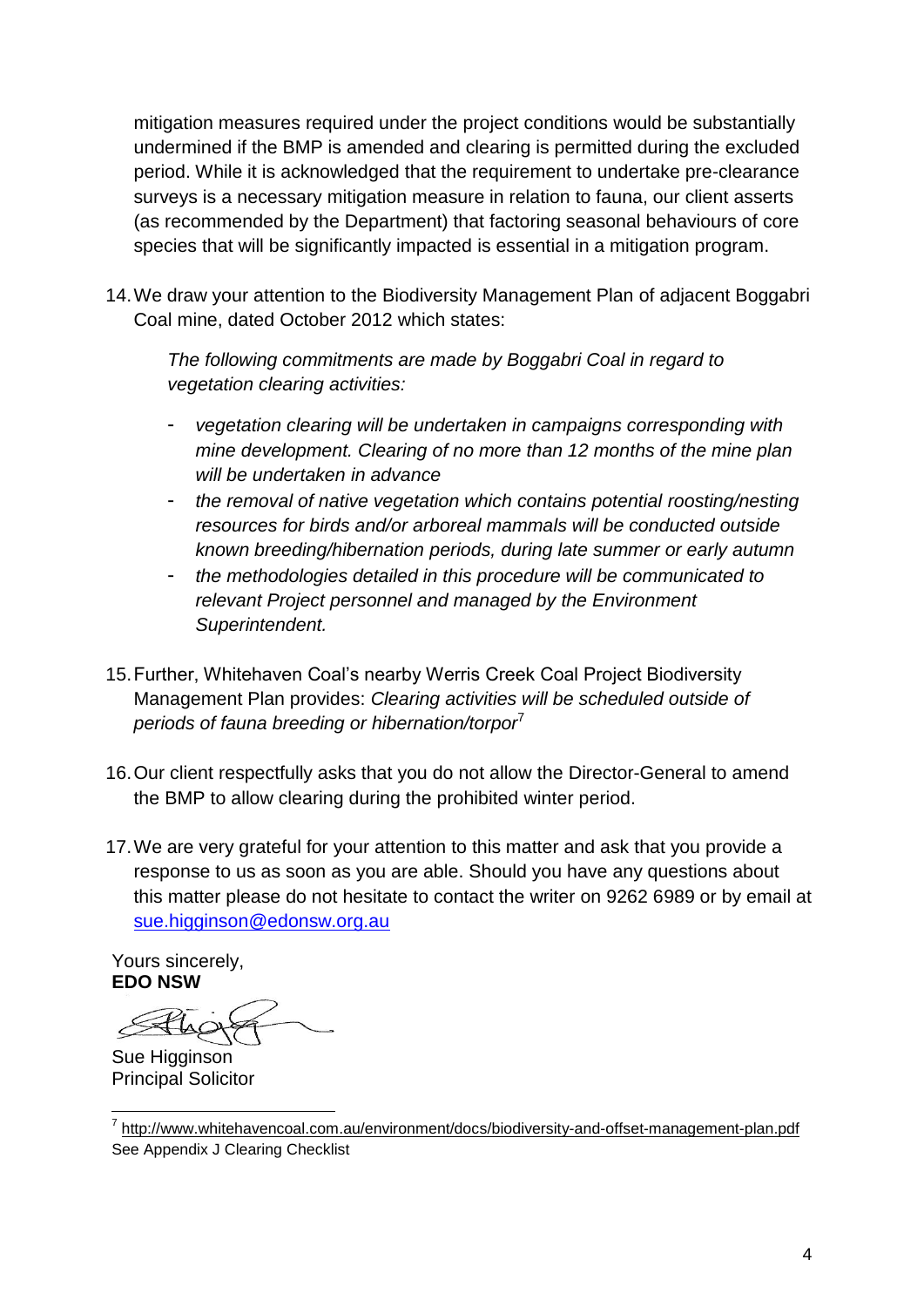mitigation measures required under the project conditions would be substantially undermined if the BMP is amended and clearing is permitted during the excluded period. While it is acknowledged that the requirement to undertake pre-clearance surveys is a necessary mitigation measure in relation to fauna, our client asserts (as recommended by the Department) that factoring seasonal behaviours of core species that will be significantly impacted is essential in a mitigation program.

14. We draw your attention to the Biodiversity Management Plan of adjacent Boggabri Coal mine, dated October 2012 which states:

    *The following commitments are made by Boggabri Coal in regard to vegetation clearing activities:*

    - *vegetation clearing will be undertaken in campaigns corresponding with mine development. Clearing of no more than 12 months of the mine plan will be undertaken in advance*
    - *the removal of native vegetation which contains potential roosting/nesting resources for birds and/or arboreal mammals will be conducted outside known breeding/hibernation periods, during late summer or early autumn*
    - *the methodologies detailed in this procedure will be communicated to relevant Project personnel and managed by the Environment Superintendent.*

15. Further, Whitehaven Coal's nearby Werris Creek Coal Project Biodiversity Management Plan provides: *Clearing activities will be scheduled outside of periods of fauna breeding or hibernation/torpor*[7]

16. Our client respectfully asks that you do not allow the Director-General to amend the BMP to allow clearing during the prohibited winter period.

17. We are very grateful for your attention to this matter and ask that you provide a response to us as soon as you are able. Should you have any questions about this matter please do not hesitate to contact the writer on 9262 6989 or by email at sue.higginson@edonsw.org.au

Yours sincerely,
**EDO NSW**

Sue Higginson
Principal Solicitor

---

[7] http://www.whitehavencoal.com.au/environment/docs/biodiversity-and-offset-management-plan.pdf See Appendix J Clearing Checklist